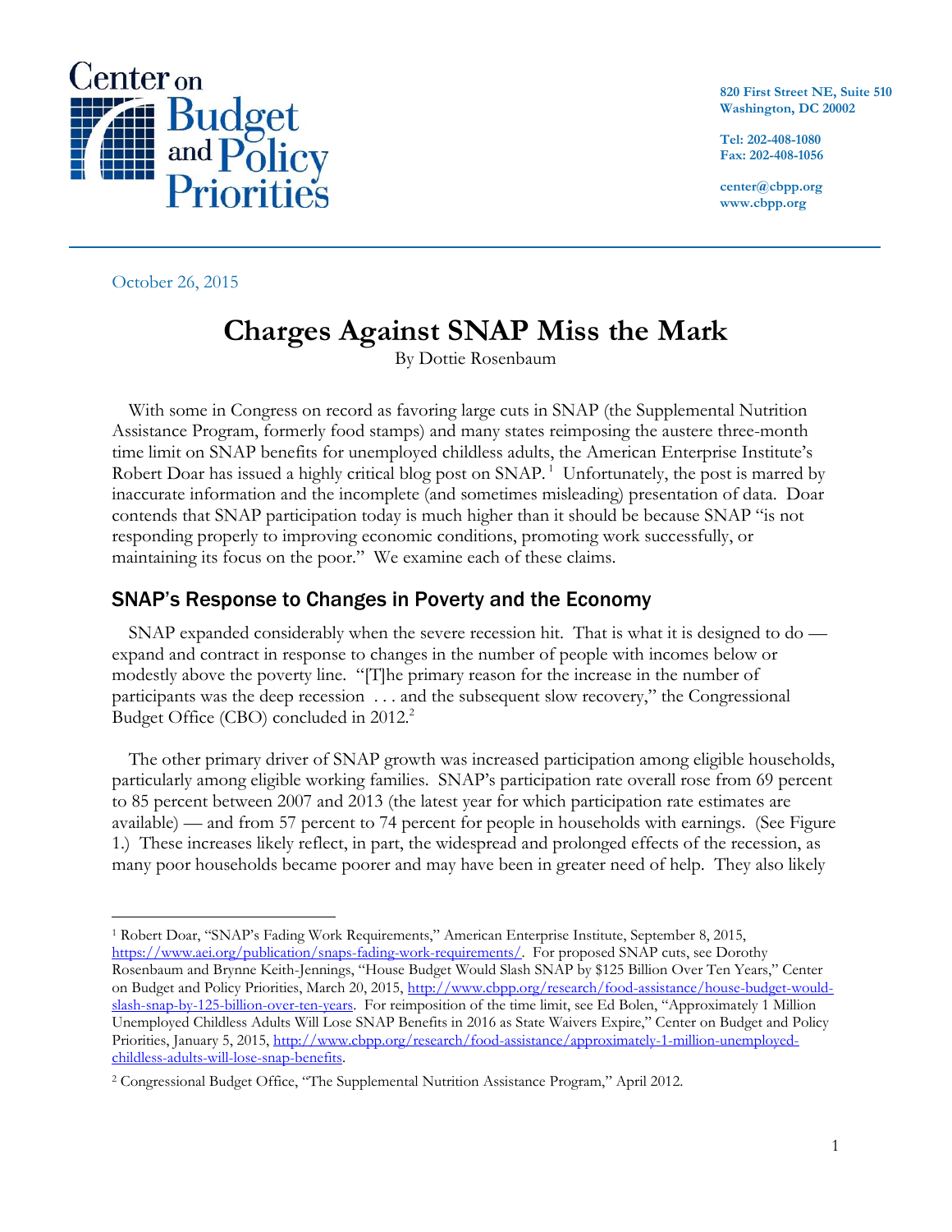Center on Budget and Policy Priorities

820 First Street NE, Suite 510
Washington, DC 20002

Tel: 202-408-1080
Fax: 202-408-1056

center@cbpp.org
www.cbpp.org

October 26, 2015

# Charges Against SNAP Miss the Mark

By Dottie Rosenbaum

With some in Congress on record as favoring large cuts in SNAP (the Supplemental Nutrition Assistance Program, formerly food stamps) and many states reimposing the austere three-month time limit on SNAP benefits for unemployed childless adults, the American Enterprise Institute's Robert Doar has issued a highly critical blog post on SNAP.[1] Unfortunately, the post is marred by inaccurate information and the incomplete (and sometimes misleading) presentation of data. Doar contends that SNAP participation today is much higher than it should be because SNAP "is not responding properly to improving economic conditions, promoting work successfully, or maintaining its focus on the poor." We examine each of these claims.

## SNAP's Response to Changes in Poverty and the Economy

SNAP expanded considerably when the severe recession hit. That is what it is designed to do — expand and contract in response to changes in the number of people with incomes below or modestly above the poverty line. "[T]he primary reason for the increase in the number of participants was the deep recession . . . and the subsequent slow recovery," the Congressional Budget Office (CBO) concluded in 2012.[2]

The other primary driver of SNAP growth was increased participation among eligible households, particularly among eligible working families. SNAP's participation rate overall rose from 69 percent to 85 percent between 2007 and 2013 (the latest year for which participation rate estimates are available) — and from 57 percent to 74 percent for people in households with earnings. (See Figure 1.) These increases likely reflect, in part, the widespread and prolonged effects of the recession, as many poor households became poorer and may have been in greater need of help. They also likely

---

[1] Robert Doar, "SNAP's Fading Work Requirements," American Enterprise Institute, September 8, 2015, https://www.aei.org/publication/snaps-fading-work-requirements/. For proposed SNAP cuts, see Dorothy Rosenbaum and Brynne Keith-Jennings, "House Budget Would Slash SNAP by $125 Billion Over Ten Years," Center on Budget and Policy Priorities, March 20, 2015, http://www.cbpp.org/research/food-assistance/house-budget-would-slash-snap-by-125-billion-over-ten-years. For reimposition of the time limit, see Ed Bolen, "Approximately 1 Million Unemployed Childless Adults Will Lose SNAP Benefits in 2016 as State Waivers Expire," Center on Budget and Policy Priorities, January 5, 2015, http://www.cbpp.org/research/food-assistance/approximately-1-million-unemployed-childless-adults-will-lose-snap-benefits.

[2] Congressional Budget Office, "The Supplemental Nutrition Assistance Program," April 2012.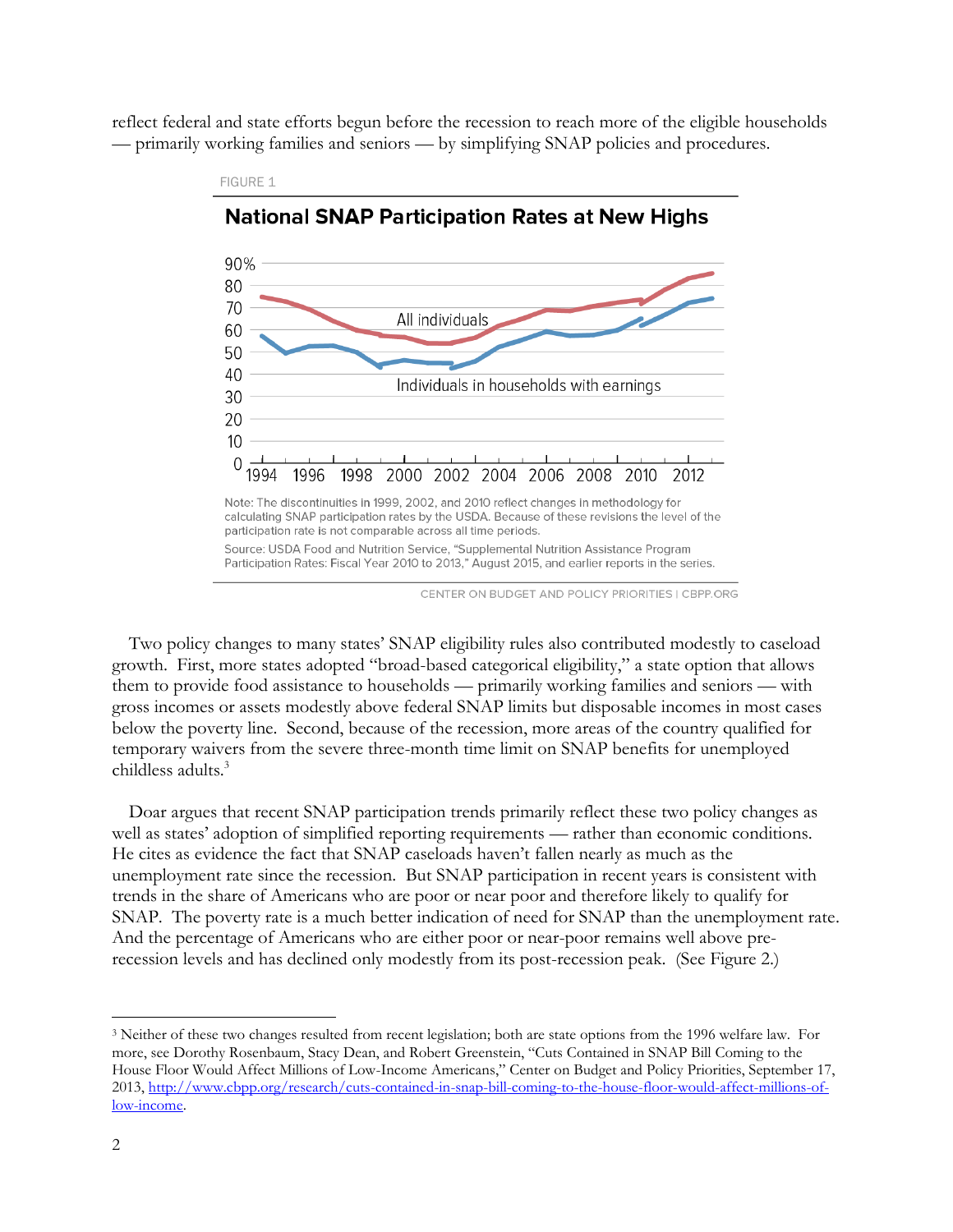reflect federal and state efforts begun before the recession to reach more of the eligible households — primarily working families and seniors — by simplifying SNAP policies and procedures.

FIGURE 1

**National SNAP Participation Rates at New Highs**

Note: The discontinuities in 1999, 2002, and 2010 reflect changes in methodology for calculating SNAP participation rates by the USDA. Because of these revisions the level of the participation rate is not comparable across all time periods.

Source: USDA Food and Nutrition Service, "Supplemental Nutrition Assistance Program Participation Rates: Fiscal Year 2010 to 2013," August 2015, and earlier reports in the series.

CENTER ON BUDGET AND POLICY PRIORITIES | CBPP.ORG

Two policy changes to many states' SNAP eligibility rules also contributed modestly to caseload growth. First, more states adopted "broad-based categorical eligibility," a state option that allows them to provide food assistance to households — primarily working families and seniors — with gross incomes or assets modestly above federal SNAP limits but disposable incomes in most cases below the poverty line. Second, because of the recession, more areas of the country qualified for temporary waivers from the severe three-month time limit on SNAP benefits for unemployed childless adults.[3]

Doar argues that recent SNAP participation trends primarily reflect these two policy changes as well as states' adoption of simplified reporting requirements — rather than economic conditions. He cites as evidence the fact that SNAP caseloads haven't fallen nearly as much as the unemployment rate since the recession. But SNAP participation in recent years is consistent with trends in the share of Americans who are poor or near poor and therefore likely to qualify for SNAP. The poverty rate is a much better indication of need for SNAP than the unemployment rate. And the percentage of Americans who are either poor or near-poor remains well above pre-recession levels and has declined only modestly from its post-recession peak. (See Figure 2.)

---

[3] Neither of these two changes resulted from recent legislation; both are state options from the 1996 welfare law. For more, see Dorothy Rosenbaum, Stacy Dean, and Robert Greenstein, "Cuts Contained in SNAP Bill Coming to the House Floor Would Affect Millions of Low-Income Americans," Center on Budget and Policy Priorities, September 17, 2013, http://www.cbpp.org/research/cuts-contained-in-snap-bill-coming-to-the-house-floor-would-affect-millions-of-low-income.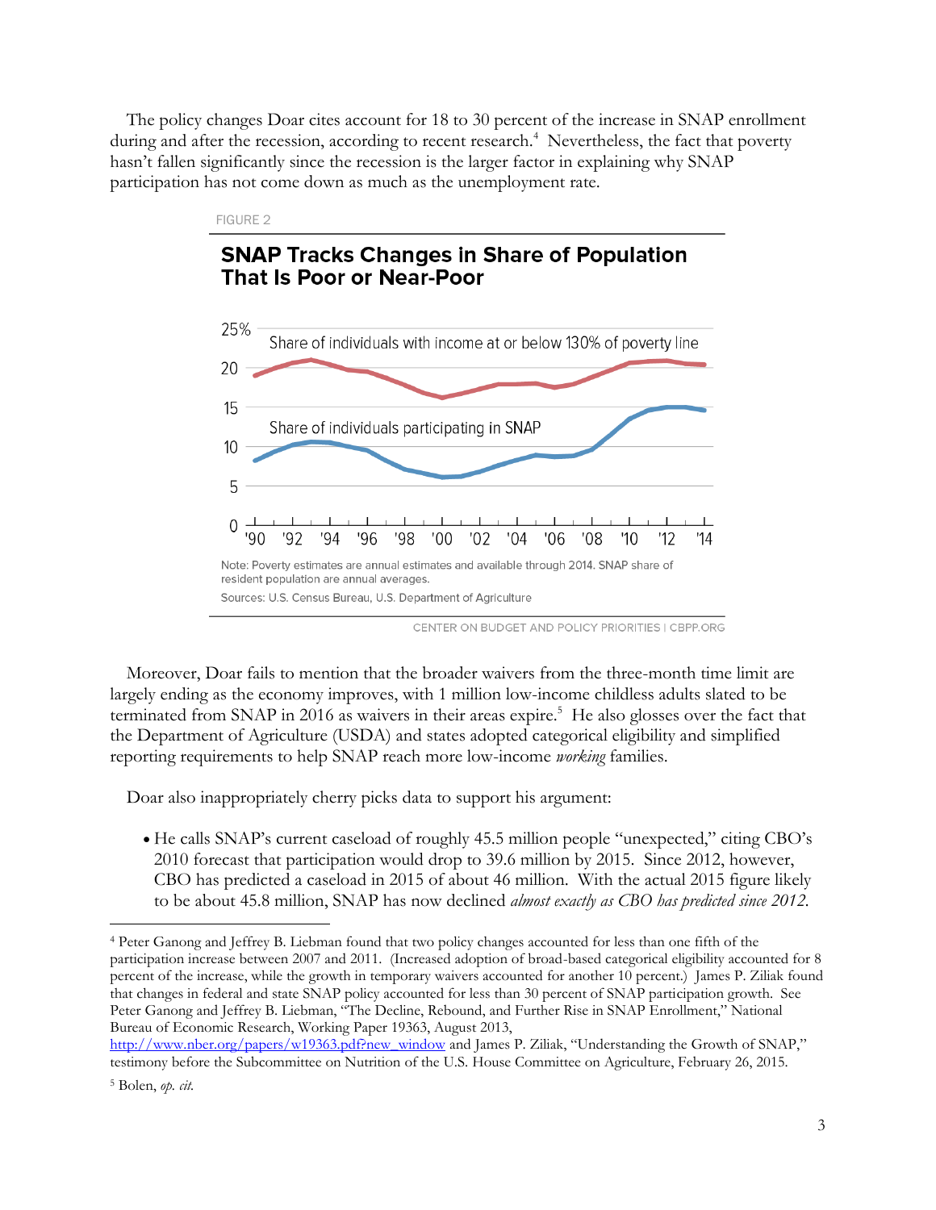The policy changes Doar cites account for 18 to 30 percent of the increase in SNAP enrollment during and after the recession, according to recent research.[4] Nevertheless, the fact that poverty hasn't fallen significantly since the recession is the larger factor in explaining why SNAP participation has not come down as much as the unemployment rate.

FIGURE 2

**SNAP Tracks Changes in Share of Population That Is Poor or Near-Poor**

Note: Poverty estimates are annual estimates and available through 2014. SNAP share of resident population are annual averages.

Sources: U.S. Census Bureau, U.S. Department of Agriculture

CENTER ON BUDGET AND POLICY PRIORITIES | CBPP.ORG

Moreover, Doar fails to mention that the broader waivers from the three-month time limit are largely ending as the economy improves, with 1 million low-income childless adults slated to be terminated from SNAP in 2016 as waivers in their areas expire.[5] He also glosses over the fact that the Department of Agriculture (USDA) and states adopted categorical eligibility and simplified reporting requirements to help SNAP reach more low-income *working* families.

Doar also inappropriately cherry picks data to support his argument:

- He calls SNAP's current caseload of roughly 45.5 million people "unexpected," citing CBO's 2010 forecast that participation would drop to 39.6 million by 2015. Since 2012, however, CBO has predicted a caseload in 2015 of about 46 million. With the actual 2015 figure likely to be about 45.8 million, SNAP has now declined *almost exactly as CBO has predicted since 2012.*

---

[4] Peter Ganong and Jeffrey B. Liebman found that two policy changes accounted for less than one fifth of the participation increase between 2007 and 2011. (Increased adoption of broad-based categorical eligibility accounted for 8 percent of the increase, while the growth in temporary waivers accounted for another 10 percent.) James P. Ziliak found that changes in federal and state SNAP policy accounted for less than 30 percent of SNAP participation growth. See Peter Ganong and Jeffrey B. Liebman, "The Decline, Rebound, and Further Rise in SNAP Enrollment," National Bureau of Economic Research, Working Paper 19363, August 2013, http://www.nber.org/papers/w19363.pdf?new_window and James P. Ziliak, "Understanding the Growth of SNAP," testimony before the Subcommittee on Nutrition of the U.S. House Committee on Agriculture, February 26, 2015.

[5] Bolen, *op. cit.*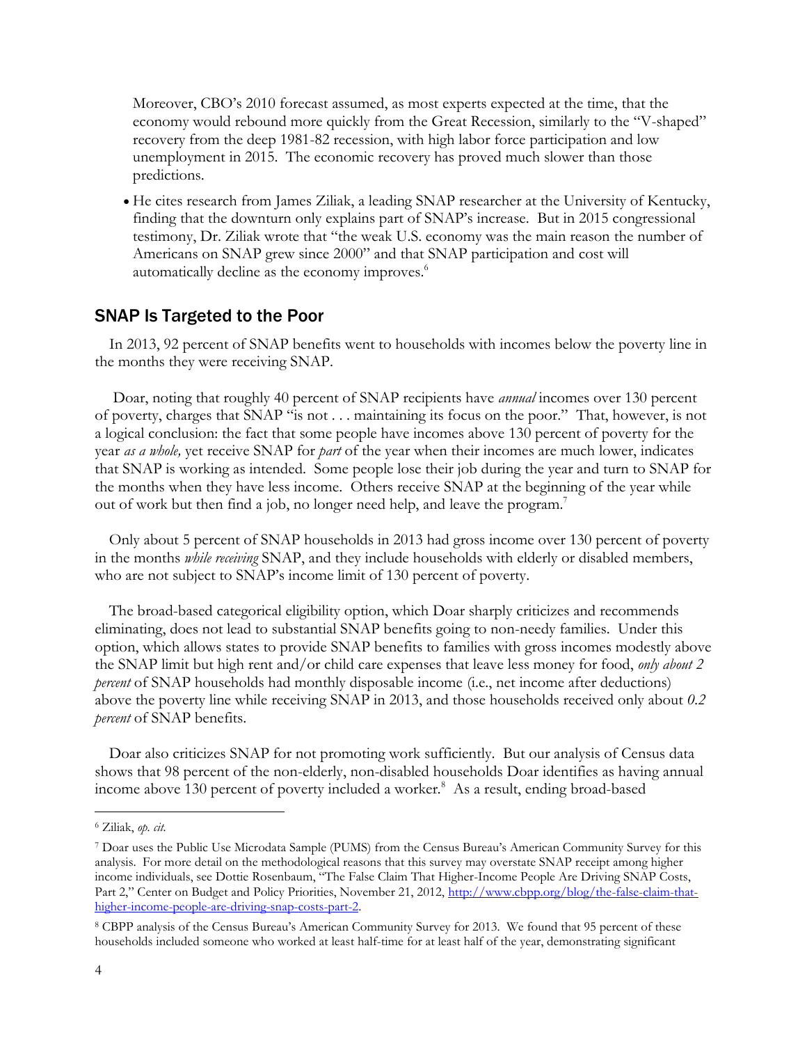Moreover, CBO's 2010 forecast assumed, as most experts expected at the time, that the economy would rebound more quickly from the Great Recession, similarly to the "V-shaped" recovery from the deep 1981-82 recession, with high labor force participation and low unemployment in 2015. The economic recovery has proved much slower than those predictions.

- He cites research from James Ziliak, a leading SNAP researcher at the University of Kentucky, finding that the downturn only explains part of SNAP's increase. But in 2015 congressional testimony, Dr. Ziliak wrote that "the weak U.S. economy was the main reason the number of Americans on SNAP grew since 2000" and that SNAP participation and cost will automatically decline as the economy improves.[6]

## SNAP Is Targeted to the Poor

In 2013, 92 percent of SNAP benefits went to households with incomes below the poverty line in the months they were receiving SNAP.

Doar, noting that roughly 40 percent of SNAP recipients have *annual* incomes over 130 percent of poverty, charges that SNAP "is not . . . maintaining its focus on the poor." That, however, is not a logical conclusion: the fact that some people have incomes above 130 percent of poverty for the year *as a whole,* yet receive SNAP for *part* of the year when their incomes are much lower, indicates that SNAP is working as intended. Some people lose their job during the year and turn to SNAP for the months when they have less income. Others receive SNAP at the beginning of the year while out of work but then find a job, no longer need help, and leave the program.[7]

Only about 5 percent of SNAP households in 2013 had gross income over 130 percent of poverty in the months *while receiving* SNAP, and they include households with elderly or disabled members, who are not subject to SNAP's income limit of 130 percent of poverty.

The broad-based categorical eligibility option, which Doar sharply criticizes and recommends eliminating, does not lead to substantial SNAP benefits going to non-needy families. Under this option, which allows states to provide SNAP benefits to families with gross incomes modestly above the SNAP limit but high rent and/or child care expenses that leave less money for food, *only about 2 percent* of SNAP households had monthly disposable income (i.e., net income after deductions) above the poverty line while receiving SNAP in 2013, and those households received only about *0.2 percent* of SNAP benefits.

Doar also criticizes SNAP for not promoting work sufficiently. But our analysis of Census data shows that 98 percent of the non-elderly, non-disabled households Doar identifies as having annual income above 130 percent of poverty included a worker.[8] As a result, ending broad-based

---

[6] Ziliak, *op. cit.*

[7] Doar uses the Public Use Microdata Sample (PUMS) from the Census Bureau's American Community Survey for this analysis. For more detail on the methodological reasons that this survey may overstate SNAP receipt among higher income individuals, see Dottie Rosenbaum, "The False Claim That Higher-Income People Are Driving SNAP Costs, Part 2," Center on Budget and Policy Priorities, November 21, 2012, http://www.cbpp.org/blog/the-false-claim-that-higher-income-people-are-driving-snap-costs-part-2.

[8] CBPP analysis of the Census Bureau's American Community Survey for 2013. We found that 95 percent of these households included someone who worked at least half-time for at least half of the year, demonstrating significant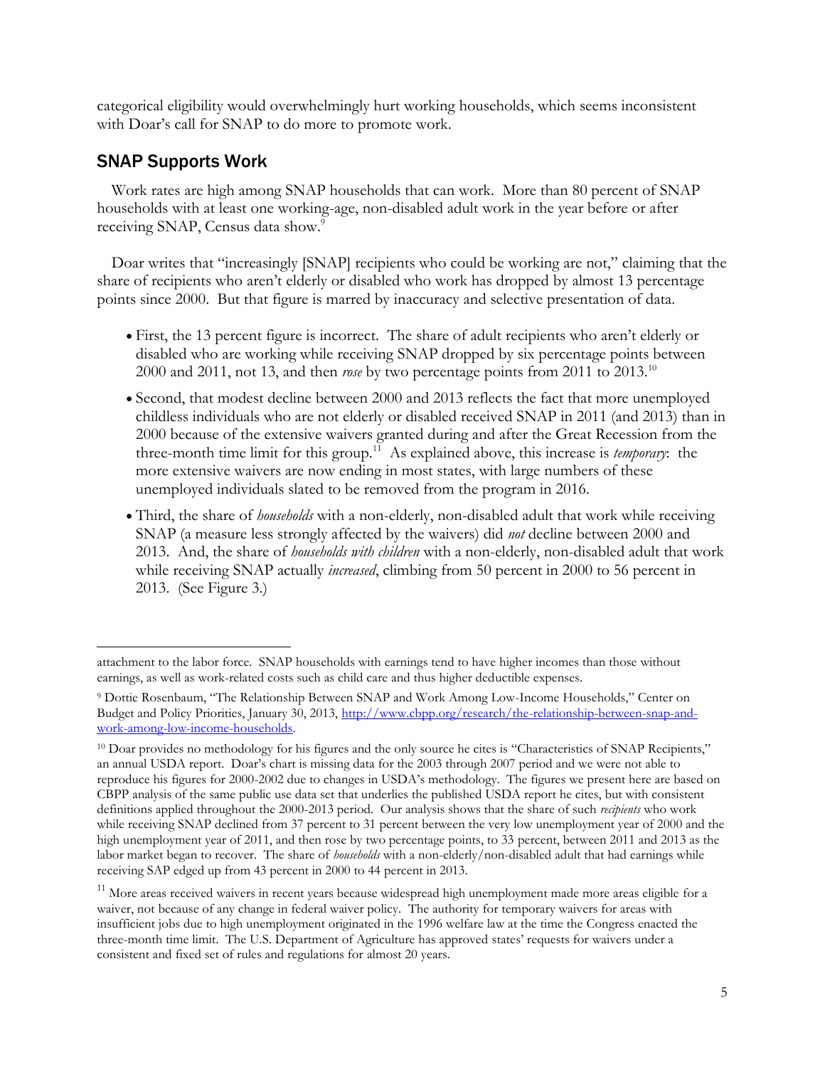categorical eligibility would overwhelmingly hurt working households, which seems inconsistent with Doar's call for SNAP to do more to promote work.

## SNAP Supports Work

Work rates are high among SNAP households that can work. More than 80 percent of SNAP households with at least one working-age, non-disabled adult work in the year before or after receiving SNAP, Census data show.[9]

Doar writes that "increasingly [SNAP] recipients who could be working are not," claiming that the share of recipients who aren't elderly or disabled who work has dropped by almost 13 percentage points since 2000. But that figure is marred by inaccuracy and selective presentation of data.

- First, the 13 percent figure is incorrect. The share of adult recipients who aren't elderly or disabled who are working while receiving SNAP dropped by six percentage points between 2000 and 2011, not 13, and then *rose* by two percentage points from 2011 to 2013.[10]
- Second, that modest decline between 2000 and 2013 reflects the fact that more unemployed childless individuals who are not elderly or disabled received SNAP in 2011 (and 2013) than in 2000 because of the extensive waivers granted during and after the Great Recession from the three-month time limit for this group.[11] As explained above, this increase is *temporary*: the more extensive waivers are now ending in most states, with large numbers of these unemployed individuals slated to be removed from the program in 2016.
- Third, the share of *households* with a non-elderly, non-disabled adult that work while receiving SNAP (a measure less strongly affected by the waivers) did *not* decline between 2000 and 2013. And, the share of *households with children* with a non-elderly, non-disabled adult that work while receiving SNAP actually *increased*, climbing from 50 percent in 2000 to 56 percent in 2013. (See Figure 3.)

---

attachment to the labor force. SNAP households with earnings tend to have higher incomes than those without earnings, as well as work-related costs such as child care and thus higher deductible expenses.

[9] Dottie Rosenbaum, "The Relationship Between SNAP and Work Among Low-Income Households," Center on Budget and Policy Priorities, January 30, 2013, http://www.cbpp.org/research/the-relationship-between-snap-and-work-among-low-income-households.

[10] Doar provides no methodology for his figures and the only source he cites is "Characteristics of SNAP Recipients," an annual USDA report. Doar's chart is missing data for the 2003 through 2007 period and we were not able to reproduce his figures for 2000-2002 due to changes in USDA's methodology. The figures we present here are based on CBPP analysis of the same public use data set that underlies the published USDA report he cites, but with consistent definitions applied throughout the 2000-2013 period. Our analysis shows that the share of such *recipients* who work while receiving SNAP declined from 37 percent to 31 percent between the very low unemployment year of 2000 and the high unemployment year of 2011, and then rose by two percentage points, to 33 percent, between 2011 and 2013 as the labor market began to recover. The share of *households* with a non-elderly/non-disabled adult that had earnings while receiving SAP edged up from 43 percent in 2000 to 44 percent in 2013.

[11] More areas received waivers in recent years because widespread high unemployment made more areas eligible for a waiver, not because of any change in federal waiver policy. The authority for temporary waivers for areas with insufficient jobs due to high unemployment originated in the 1996 welfare law at the time the Congress enacted the three-month time limit. The U.S. Department of Agriculture has approved states' requests for waivers under a consistent and fixed set of rules and regulations for almost 20 years.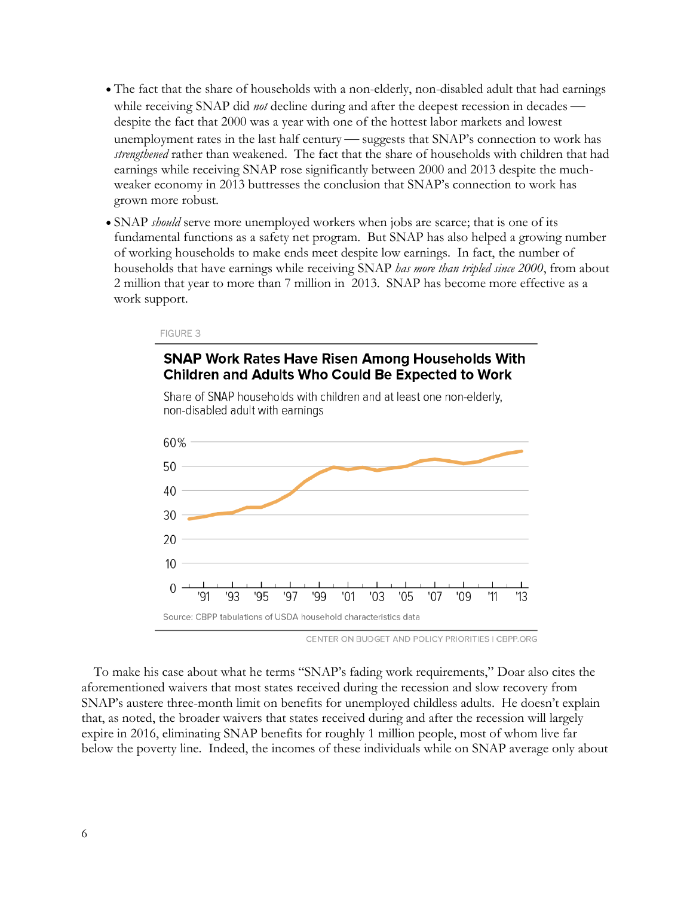- The fact that the share of households with a non-elderly, non-disabled adult that had earnings while receiving SNAP did *not* decline during and after the deepest recession in decades — despite the fact that 2000 was a year with one of the hottest labor markets and lowest unemployment rates in the last half century — suggests that SNAP's connection to work has *strengthened* rather than weakened. The fact that the share of households with children that had earnings while receiving SNAP rose significantly between 2000 and 2013 despite the much-weaker economy in 2013 buttresses the conclusion that SNAP's connection to work has grown more robust.
- SNAP *should* serve more unemployed workers when jobs are scarce; that is one of its fundamental functions as a safety net program. But SNAP has also helped a growing number of working households to make ends meet despite low earnings. In fact, the number of households that have earnings while receiving SNAP *has more than tripled since 2000*, from about 2 million that year to more than 7 million in 2013. SNAP has become more effective as a work support.

FIGURE 3

**SNAP Work Rates Have Risen Among Households With Children and Adults Who Could Be Expected to Work**

Share of SNAP households with children and at least one non-elderly, non-disabled adult with earnings

Source: CBPP tabulations of USDA household characteristics data

CENTER ON BUDGET AND POLICY PRIORITIES | CBPP.ORG

To make his case about what he terms "SNAP's fading work requirements," Doar also cites the aforementioned waivers that most states received during the recession and slow recovery from SNAP's austere three-month limit on benefits for unemployed childless adults. He doesn't explain that, as noted, the broader waivers that states received during and after the recession will largely expire in 2016, eliminating SNAP benefits for roughly 1 million people, most of whom live far below the poverty line. Indeed, the incomes of these individuals while on SNAP average only about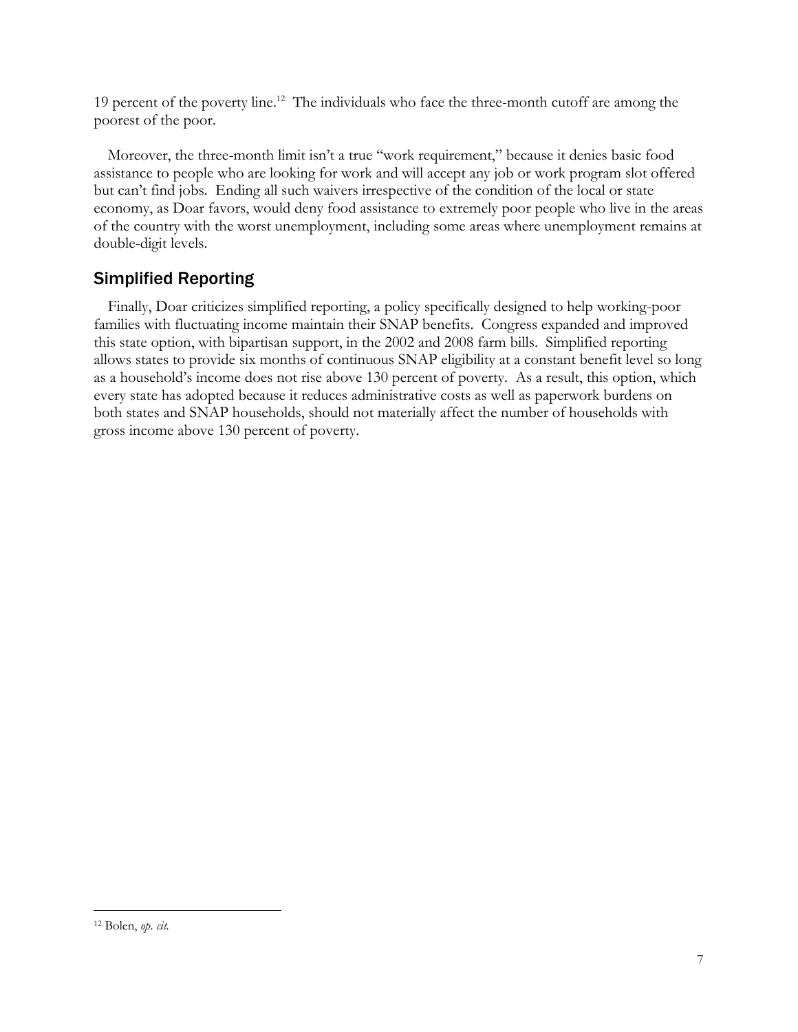19 percent of the poverty line.[12] The individuals who face the three-month cutoff are among the poorest of the poor.

Moreover, the three-month limit isn't a true "work requirement," because it denies basic food assistance to people who are looking for work and will accept any job or work program slot offered but can't find jobs. Ending all such waivers irrespective of the condition of the local or state economy, as Doar favors, would deny food assistance to extremely poor people who live in the areas of the country with the worst unemployment, including some areas where unemployment remains at double-digit levels.

## Simplified Reporting

Finally, Doar criticizes simplified reporting, a policy specifically designed to help working-poor families with fluctuating income maintain their SNAP benefits. Congress expanded and improved this state option, with bipartisan support, in the 2002 and 2008 farm bills. Simplified reporting allows states to provide six months of continuous SNAP eligibility at a constant benefit level so long as a household's income does not rise above 130 percent of poverty. As a result, this option, which every state has adopted because it reduces administrative costs as well as paperwork burdens on both states and SNAP households, should not materially affect the number of households with gross income above 130 percent of poverty.

---

[12] Bolen, *op. cit.*